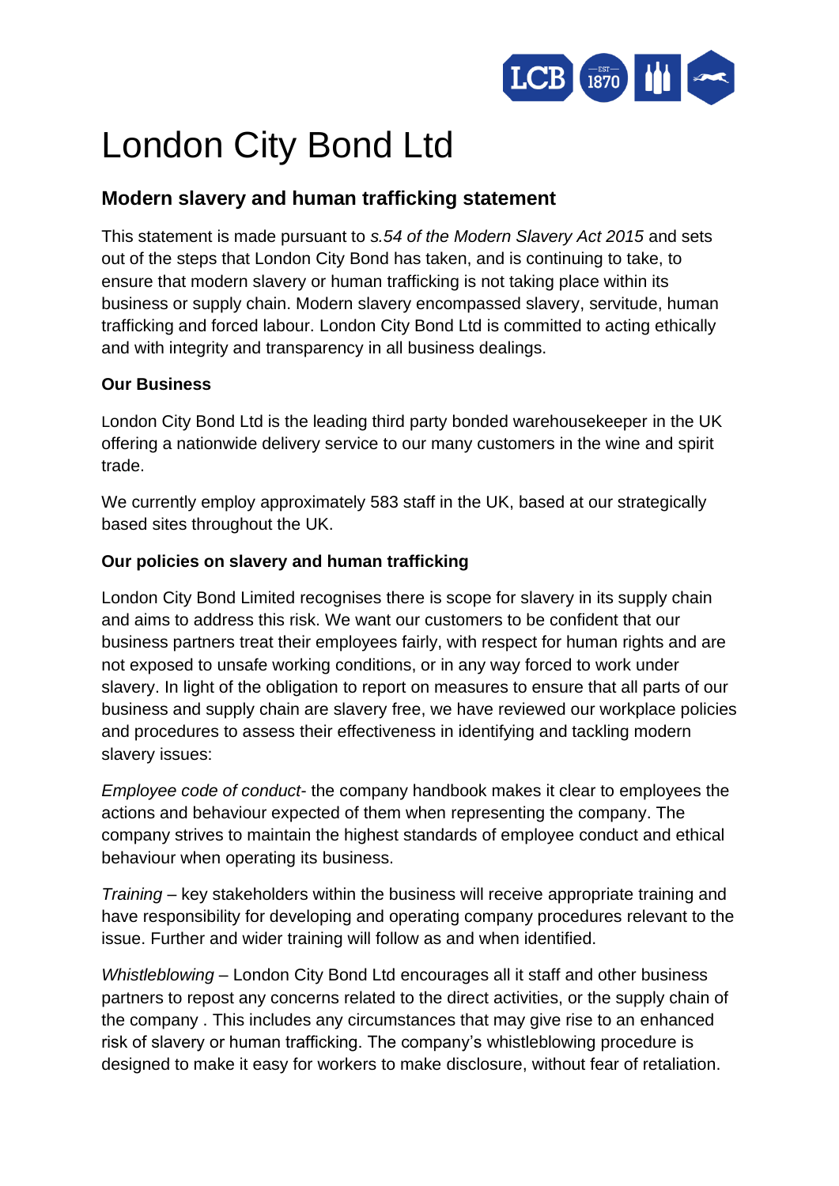# London City Bond Ltd

## Modern slavery and human trafficking statement

This statement is made pursuant to *s.54 of the Modern Slavery Act 2015* and sets out of the steps that London City Bond has taken, and is continuing to take, to ensure that modern slavery or human trafficking is not taking place within its business or supply chain. Modern slavery encompassed slavery, servitude, human trafficking and forced labour. London City Bond Ltd is committed to acting ethically and with integrity and transparency in all business dealings.

### Our Business

London City Bond Ltd is the leading third party bonded warehousekeeper in the UK offering a nationwide delivery service to our many customers in the wine and spirit trade.

We currently employ approximately 583 staff in the UK, based at our strategically based sites throughout the UK.

### Our policies on slavery and human trafficking

London City Bond Limited recognises there is scope for slavery in its supply chain and aims to address this risk. We want our customers to be confident that our business partners treat their employees fairly, with respect for human rights and are not exposed to unsafe working conditions, or in any way forced to work under slavery. In light of the obligation to report on measures to ensure that all parts of our business and supply chain are slavery free, we have reviewed our workplace policies and procedures to assess their effectiveness in identifying and tackling modern slavery issues:

*Employee code of conduct*- the company handbook makes it clear to employees the actions and behaviour expected of them when representing the company. The company strives to maintain the highest standards of employee conduct and ethical behaviour when operating its business.

*Training* – key stakeholders within the business will receive appropriate training and have responsibility for developing and operating company procedures relevant to the issue. Further and wider training will follow as and when identified.

*Whistleblowing* – London City Bond Ltd encourages all it staff and other business partners to repost any concerns related to the direct activities, or the supply chain of the company . This includes any circumstances that may give rise to an enhanced risk of slavery or human trafficking. The company's whistleblowing procedure is designed to make it easy for workers to make disclosure, without fear of retaliation.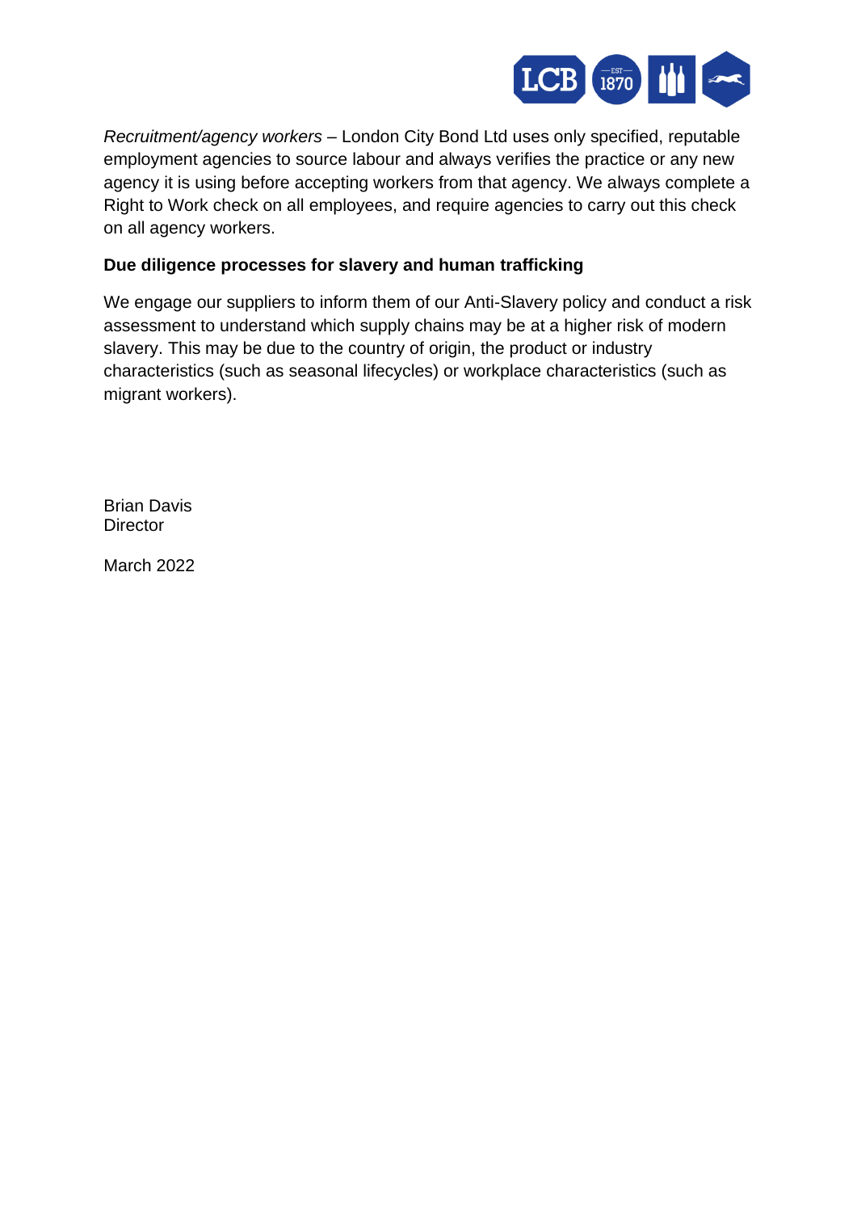*Recruitment/agency workers* – London City Bond Ltd uses only specified, reputable employment agencies to source labour and always verifies the practice or any new agency it is using before accepting workers from that agency. We always complete a Right to Work check on all employees, and require agencies to carry out this check on all agency workers.

**Due diligence processes for slavery and human trafficking**

We engage our suppliers to inform them of our Anti-Slavery policy and conduct a risk assessment to understand which supply chains may be at a higher risk of modern slavery. This may be due to the country of origin, the product or industry characteristics (such as seasonal lifecycles) or workplace characteristics (such as migrant workers).

Brian Davis
Director

March 2022